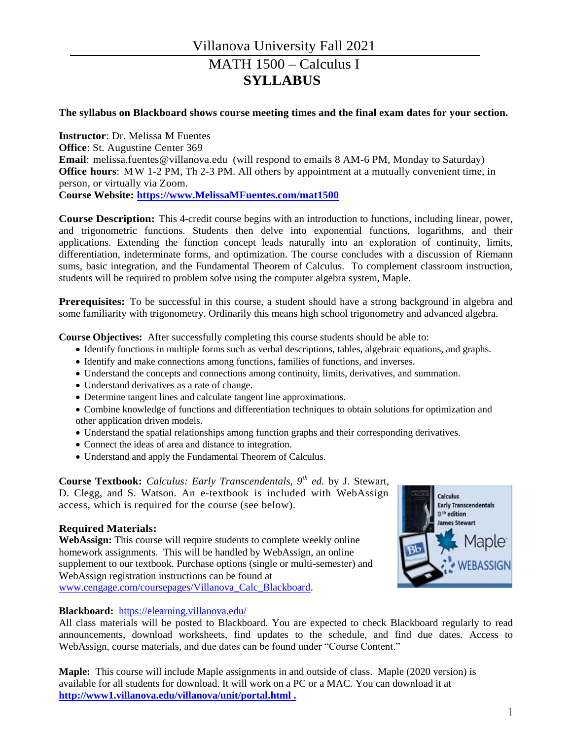# Villanova University Fall 2021

# MATH 1500 – Calculus I
## SYLLABUS

**The syllabus on Blackboard shows course meeting times and the final exam dates for your section.**

**Instructor**: Dr. Melissa M Fuentes
**Office**: St. Augustine Center 369
**Email**: melissa.fuentes@villanova.edu (will respond to emails 8 AM-6 PM, Monday to Saturday)
**Office hours**: MW 1-2 PM, Th 2-3 PM. All others by appointment at a mutually convenient time, in person, or virtually via Zoom.
**Course Website: https://www.MelissaMFuentes.com/mat1500**

**Course Description:** This 4-credit course begins with an introduction to functions, including linear, power, and trigonometric functions. Students then delve into exponential functions, logarithms, and their applications. Extending the function concept leads naturally into an exploration of continuity, limits, differentiation, indeterminate forms, and optimization. The course concludes with a discussion of Riemann sums, basic integration, and the Fundamental Theorem of Calculus. To complement classroom instruction, students will be required to problem solve using the computer algebra system, Maple.

**Prerequisites:** To be successful in this course, a student should have a strong background in algebra and some familiarity with trigonometry. Ordinarily this means high school trigonometry and advanced algebra.

**Course Objectives:** After successfully completing this course students should be able to:

- Identify functions in multiple forms such as verbal descriptions, tables, algebraic equations, and graphs.
- Identify and make connections among functions, families of functions, and inverses.
- Understand the concepts and connections among continuity, limits, derivatives, and summation.
- Understand derivatives as a rate of change.
- Determine tangent lines and calculate tangent line approximations.
- Combine knowledge of functions and differentiation techniques to obtain solutions for optimization and other application driven models.
- Understand the spatial relationships among function graphs and their corresponding derivatives.
- Connect the ideas of area and distance to integration.
- Understand and apply the Fundamental Theorem of Calculus.

**Course Textbook:** *Calculus: Early Transcendentals, 9th ed.* by J. Stewart, D. Clegg, and S. Watson. An e-textbook is included with WebAssign access, which is required for the course (see below).

**Required Materials:**
**WebAssign:** This course will require students to complete weekly online homework assignments. This will be handled by WebAssign, an online supplement to our textbook. Purchase options (single or multi-semester) and WebAssign registration instructions can be found at www.cengage.com/coursepages/Villanova_Calc_Blackboard.

**Blackboard:** https://elearning.villanova.edu/
All class materials will be posted to Blackboard. You are expected to check Blackboard regularly to read announcements, download worksheets, find updates to the schedule, and find due dates. Access to WebAssign, course materials, and due dates can be found under "Course Content."

**Maple:** This course will include Maple assignments in and outside of class. Maple (2020 version) is available for all students for download. It will work on a PC or a MAC. You can download it at **http://www1.villanova.edu/villanova/unit/portal.html .**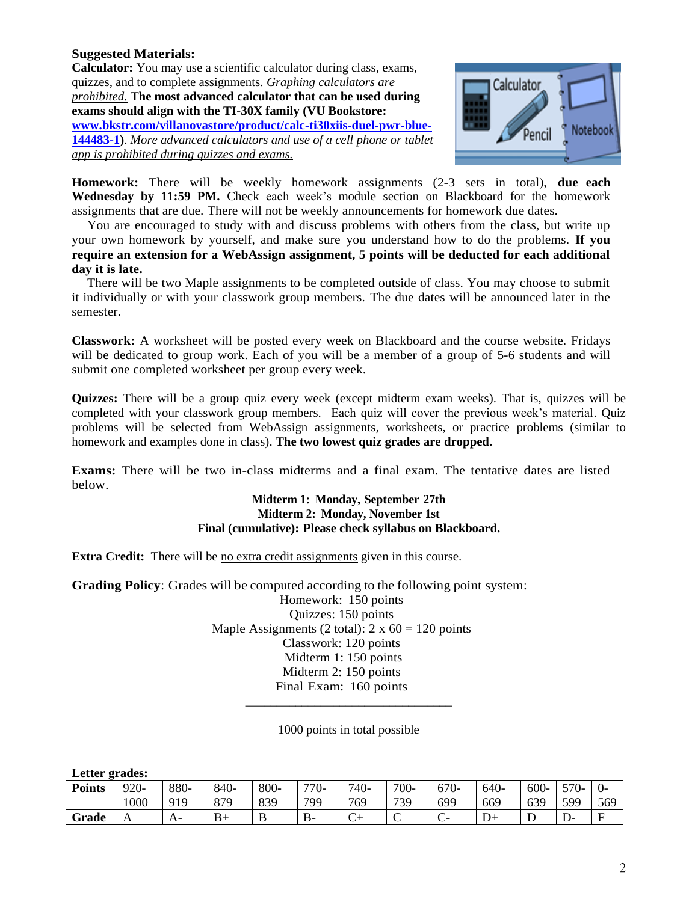**Suggested Materials:**

**Calculator:** You may use a scientific calculator during class, exams, quizzes, and to complete assignments. *Graphing calculators are prohibited.* **The most advanced calculator that can be used during exams should align with the TI-30X family (VU Bookstore: [www.bkstr.com/villanovastore/product/calc-ti30xiis-duel-pwr-blue-144483-1](www.bkstr.com/villanovastore/product/calc-ti30xiis-duel-pwr-blue-144483-1)).** *More advanced calculators and use of a cell phone or tablet app is prohibited during quizzes and exams.*

**Homework:** There will be weekly homework assignments (2-3 sets in total), **due each Wednesday by 11:59 PM.** Check each week's module section on Blackboard for the homework assignments that are due. There will not be weekly announcements for homework due dates.

You are encouraged to study with and discuss problems with others from the class, but write up your own homework by yourself, and make sure you understand how to do the problems. **If you require an extension for a WebAssign assignment, 5 points will be deducted for each additional day it is late.**

There will be two Maple assignments to be completed outside of class. You may choose to submit it individually or with your classwork group members. The due dates will be announced later in the semester.

**Classwork:** A worksheet will be posted every week on Blackboard and the course website. Fridays will be dedicated to group work. Each of you will be a member of a group of 5-6 students and will submit one completed worksheet per group every week.

**Quizzes:** There will be a group quiz every week (except midterm exam weeks). That is, quizzes will be completed with your classwork group members. Each quiz will cover the previous week's material. Quiz problems will be selected from WebAssign assignments, worksheets, or practice problems (similar to homework and examples done in class). **The two lowest quiz grades are dropped.**

**Exams:** There will be two in-class midterms and a final exam. The tentative dates are listed below.

**Midterm 1: Monday, September 27th**
**Midterm 2: Monday, November 1st**
**Final (cumulative): Please check syllabus on Blackboard.**

**Extra Credit:** There will be no extra credit assignments given in this course.

**Grading Policy**: Grades will be computed according to the following point system:

Homework: 150 points
Quizzes: 150 points
Maple Assignments (2 total): 2 x 60 = 120 points
Classwork: 120 points
Midterm 1: 150 points
Midterm 2: 150 points
Final Exam: 160 points

---

1000 points in total possible

**Letter grades:**

| **Points** | 920-1000 | 880-919 | 840-879 | 800-839 | 770-799 | 740-769 | 700-739 | 670-699 | 640-669 | 600-639 | 570-599 | 0-569 |
|---|---|---|---|---|---|---|---|---|---|---|---|---|
| **Grade** | A | A- | B+ | B | B- | C+ | C | C- | D+ | D | D- | F |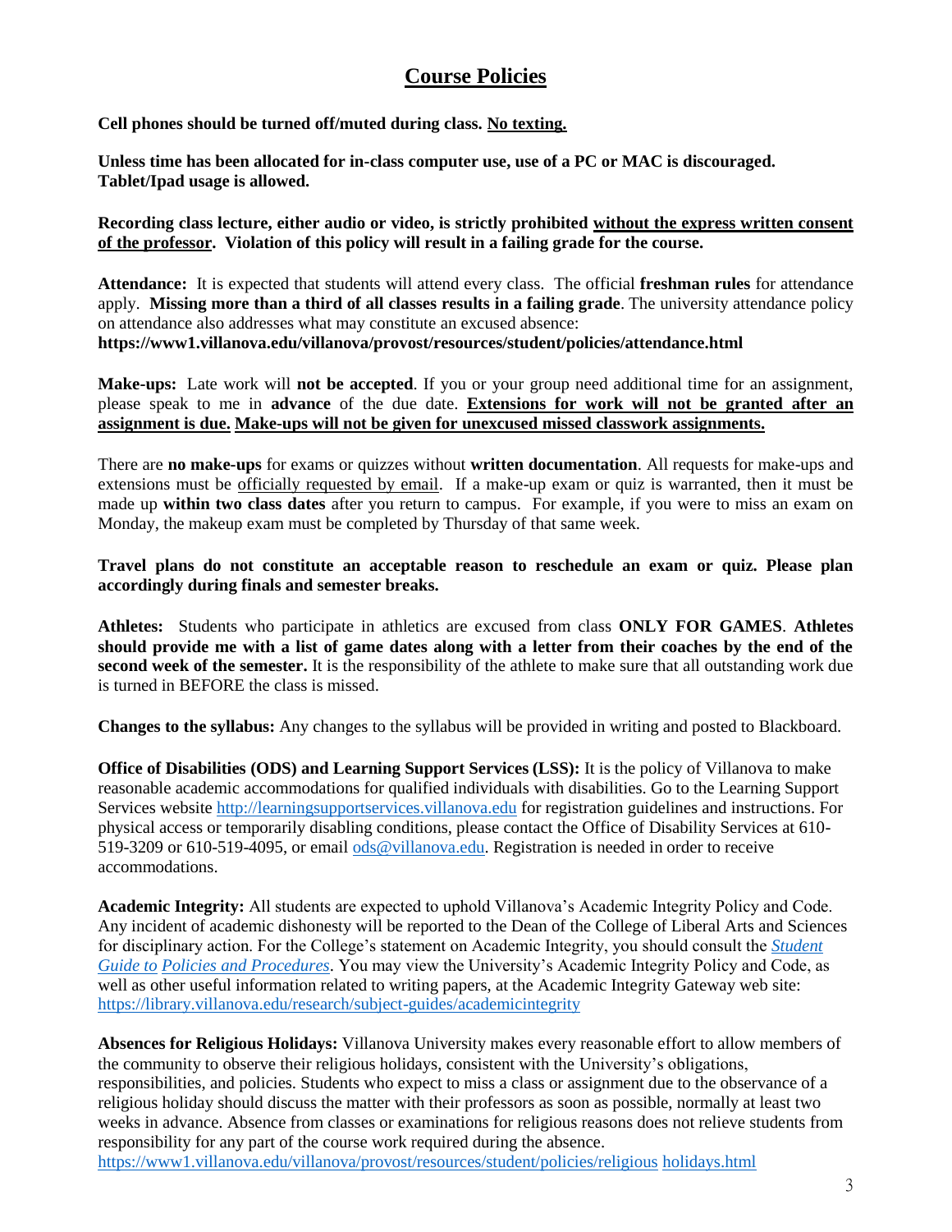## Course Policies

**Cell phones should be turned off/muted during class. <u>No texting.</u>**

**Unless time has been allocated for in-class computer use, use of a PC or MAC is discouraged. Tablet/Ipad usage is allowed.**

**Recording class lecture, either audio or video, is strictly prohibited <u>without the express written consent of the professor</u>. Violation of this policy will result in a failing grade for the course.**

**Attendance:** It is expected that students will attend every class. The official **freshman rules** for attendance apply. **Missing more than a third of all classes results in a failing grade**. The university attendance policy on attendance also addresses what may constitute an excused absence:
**https://www1.villanova.edu/villanova/provost/resources/student/policies/attendance.html**

**Make-ups:** Late work will **not be accepted**. If you or your group need additional time for an assignment, please speak to me in **advance** of the due date. **<u>Extensions for work will not be granted after an assignment is due.</u> <u>Make-ups will not be given for unexcused missed classwork assignments.</u>**

There are **no make-ups** for exams or quizzes without **written documentation**. All requests for make-ups and extensions must be <u>officially requested by email</u>. If a make-up exam or quiz is warranted, then it must be made up **within two class dates** after you return to campus. For example, if you were to miss an exam on Monday, the makeup exam must be completed by Thursday of that same week.

**Travel plans do not constitute an acceptable reason to reschedule an exam or quiz. Please plan accordingly during finals and semester breaks.**

**Athletes:** Students who participate in athletics are excused from class **ONLY FOR GAMES**. **Athletes should provide me with a list of game dates along with a letter from their coaches by the end of the second week of the semester.** It is the responsibility of the athlete to make sure that all outstanding work due is turned in BEFORE the class is missed.

**Changes to the syllabus:** Any changes to the syllabus will be provided in writing and posted to Blackboard.

**Office of Disabilities (ODS) and Learning Support Services (LSS):** It is the policy of Villanova to make reasonable academic accommodations for qualified individuals with disabilities. Go to the Learning Support Services website http://learningsupportservices.villanova.edu for registration guidelines and instructions. For physical access or temporarily disabling conditions, please contact the Office of Disability Services at 610-519-3209 or 610-519-4095, or email ods@villanova.edu. Registration is needed in order to receive accommodations.

**Academic Integrity:** All students are expected to uphold Villanova's Academic Integrity Policy and Code. Any incident of academic dishonesty will be reported to the Dean of the College of Liberal Arts and Sciences for disciplinary action. For the College's statement on Academic Integrity, you should consult the *Student Guide to Policies and Procedures*. You may view the University's Academic Integrity Policy and Code, as well as other useful information related to writing papers, at the Academic Integrity Gateway web site: https://library.villanova.edu/research/subject-guides/academicintegrity

**Absences for Religious Holidays:** Villanova University makes every reasonable effort to allow members of the community to observe their religious holidays, consistent with the University's obligations, responsibilities, and policies. Students who expect to miss a class or assignment due to the observance of a religious holiday should discuss the matter with their professors as soon as possible, normally at least two weeks in advance. Absence from classes or examinations for religious reasons does not relieve students from responsibility for any part of the course work required during the absence.
https://www1.villanova.edu/villanova/provost/resources/student/policies/religious holidays.html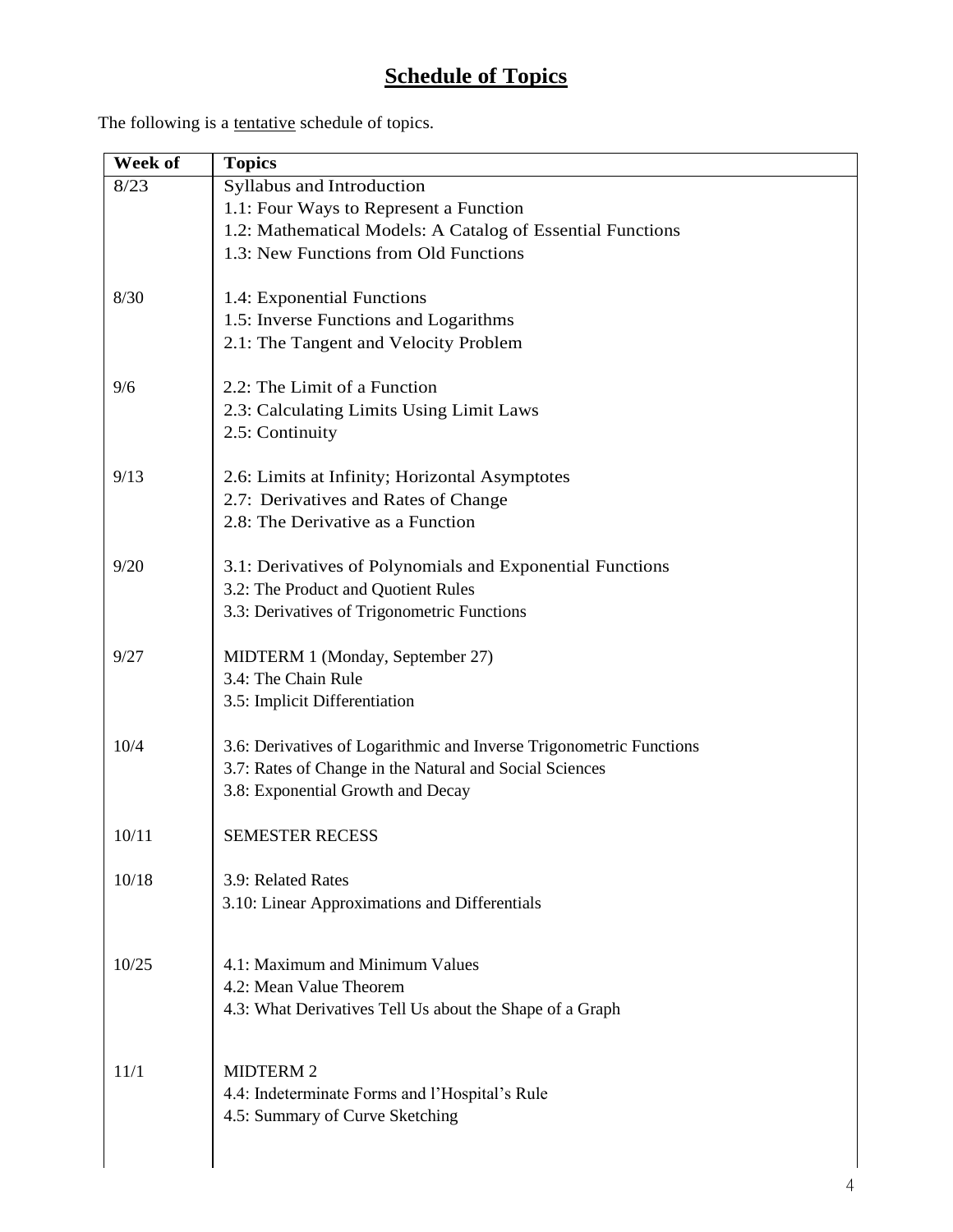# **Schedule of Topics**

The following is a tentative schedule of topics.

| Week of | Topics |
|---|---|
| 8/23 | Syllabus and Introduction<br>1.1: Four Ways to Represent a Function<br>1.2: Mathematical Models: A Catalog of Essential Functions<br>1.3: New Functions from Old Functions |
| 8/30 | 1.4: Exponential Functions<br>1.5: Inverse Functions and Logarithms<br>2.1: The Tangent and Velocity Problem |
| 9/6 | 2.2: The Limit of a Function<br>2.3: Calculating Limits Using Limit Laws<br>2.5: Continuity |
| 9/13 | 2.6: Limits at Infinity; Horizontal Asymptotes<br>2.7: Derivatives and Rates of Change<br>2.8: The Derivative as a Function |
| 9/20 | 3.1: Derivatives of Polynomials and Exponential Functions<br>3.2: The Product and Quotient Rules<br>3.3: Derivatives of Trigonometric Functions |
| 9/27 | MIDTERM 1 (Monday, September 27)<br>3.4: The Chain Rule<br>3.5: Implicit Differentiation |
| 10/4 | 3.6: Derivatives of Logarithmic and Inverse Trigonometric Functions<br>3.7: Rates of Change in the Natural and Social Sciences<br>3.8: Exponential Growth and Decay |
| 10/11 | SEMESTER RECESS |
| 10/18 | 3.9: Related Rates<br>3.10: Linear Approximations and Differentials |
| 10/25 | 4.1: Maximum and Minimum Values<br>4.2: Mean Value Theorem<br>4.3: What Derivatives Tell Us about the Shape of a Graph |
| 11/1 | MIDTERM 2<br>4.4: Indeterminate Forms and l'Hospital's Rule<br>4.5: Summary of Curve Sketching |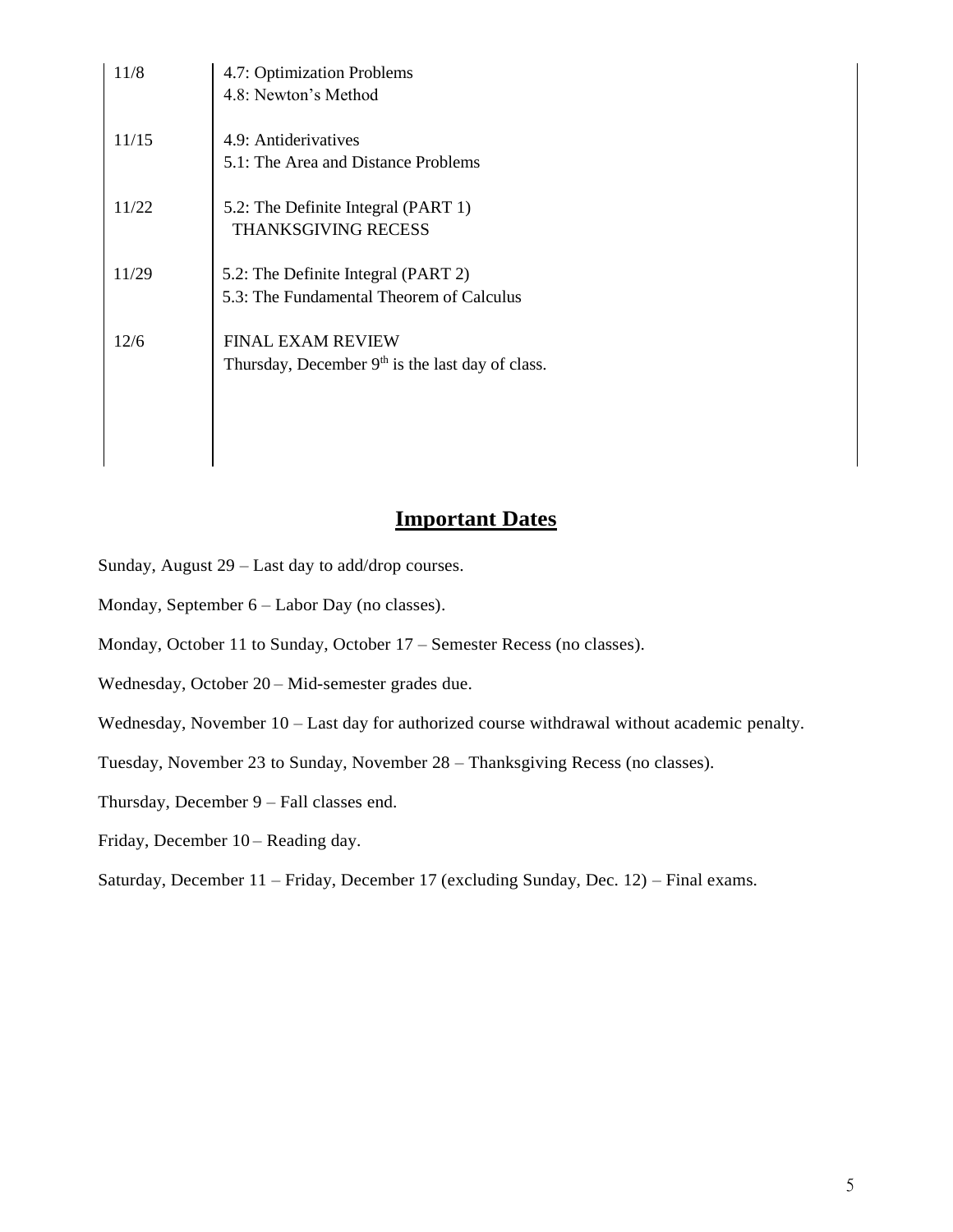| | |
|---|---|
| 11/8 | 4.7: Optimization Problems<br>4.8: Newton's Method |
| 11/15 | 4.9: Antiderivatives<br>5.1: The Area and Distance Problems |
| 11/22 | 5.2: The Definite Integral (PART 1)<br>THANKSGIVING RECESS |
| 11/29 | 5.2: The Definite Integral (PART 2)<br>5.3: The Fundamental Theorem of Calculus |
| 12/6 | FINAL EXAM REVIEW<br>Thursday, December 9th is the last day of class. |

## Important Dates

Sunday, August 29 – Last day to add/drop courses.

Monday, September 6 – Labor Day (no classes).

Monday, October 11 to Sunday, October 17 – Semester Recess (no classes).

Wednesday, October 20 – Mid-semester grades due.

Wednesday, November 10 – Last day for authorized course withdrawal without academic penalty.

Tuesday, November 23 to Sunday, November 28 – Thanksgiving Recess (no classes).

Thursday, December 9 – Fall classes end.

Friday, December 10 – Reading day.

Saturday, December 11 – Friday, December 17 (excluding Sunday, Dec. 12) – Final exams.